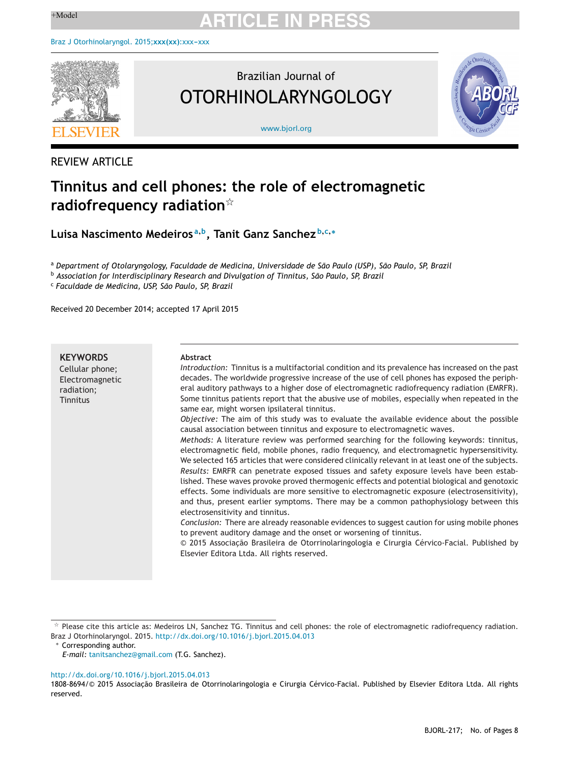REVIEW ARTICLE

# Tinnitus and cell phones: the role of electromagnetic radiofrequency radiation☆

**Luisa Nascimento Medeiros**[a,b], **Tanit Ganz Sanchez**[b,c,*]

[a] *Department of Otolaryngology, Faculdade de Medicina, Universidade de São Paulo (USP), São Paulo, SP, Brazil*
[b] *Association for Interdisciplinary Research and Divulgation of Tinnitus, São Paulo, SP, Brazil*
[c] *Faculdade de Medicina, USP, São Paulo, SP, Brazil*

Received 20 December 2014; accepted 17 April 2015

**KEYWORDS**
Cellular phone;
Electromagnetic radiation;
Tinnitus

**Abstract**

*Introduction:* Tinnitus is a multifactorial condition and its prevalence has increased on the past decades. The worldwide progressive increase of the use of cell phones has exposed the peripheral auditory pathways to a higher dose of electromagnetic radiofrequency radiation (EMRFR). Some tinnitus patients report that the abusive use of mobiles, especially when repeated in the same ear, might worsen ipsilateral tinnitus.

*Objective:* The aim of this study was to evaluate the available evidence about the possible causal association between tinnitus and exposure to electromagnetic waves.

*Methods:* A literature review was performed searching for the following keywords: tinnitus, electromagnetic field, mobile phones, radio frequency, and electromagnetic hypersensitivity. We selected 165 articles that were considered clinically relevant in at least one of the subjects.

*Results:* EMRFR can penetrate exposed tissues and safety exposure levels have been established. These waves provoke proved thermogenic effects and potential biological and genotoxic effects. Some individuals are more sensitive to electromagnetic exposure (electrosensitivity), and thus, present earlier symptoms. There may be a common pathophysiology between this electrosensitivity and tinnitus.

*Conclusion:* There are already reasonable evidences to suggest caution for using mobile phones to prevent auditory damage and the onset or worsening of tinnitus.

© 2015 Associação Brasileira de Otorrinolaringologia e Cirurgia Cérvico-Facial. Published by Elsevier Editora Ltda. All rights reserved.

☆ Please cite this article as: Medeiros LN, Sanchez TG. Tinnitus and cell phones: the role of electromagnetic radiofrequency radiation. Braz J Otorhinolaryngol. 2015. http://dx.doi.org/10.1016/j.bjorl.2015.04.013

\* Corresponding author.
*E-mail:* tanitsanchez@gmail.com (T.G. Sanchez).

http://dx.doi.org/10.1016/j.bjorl.2015.04.013
1808-8694/© 2015 Associação Brasileira de Otorrinolaringologia e Cirurgia Cérvico-Facial. Published by Elsevier Editora Ltda. All rights reserved.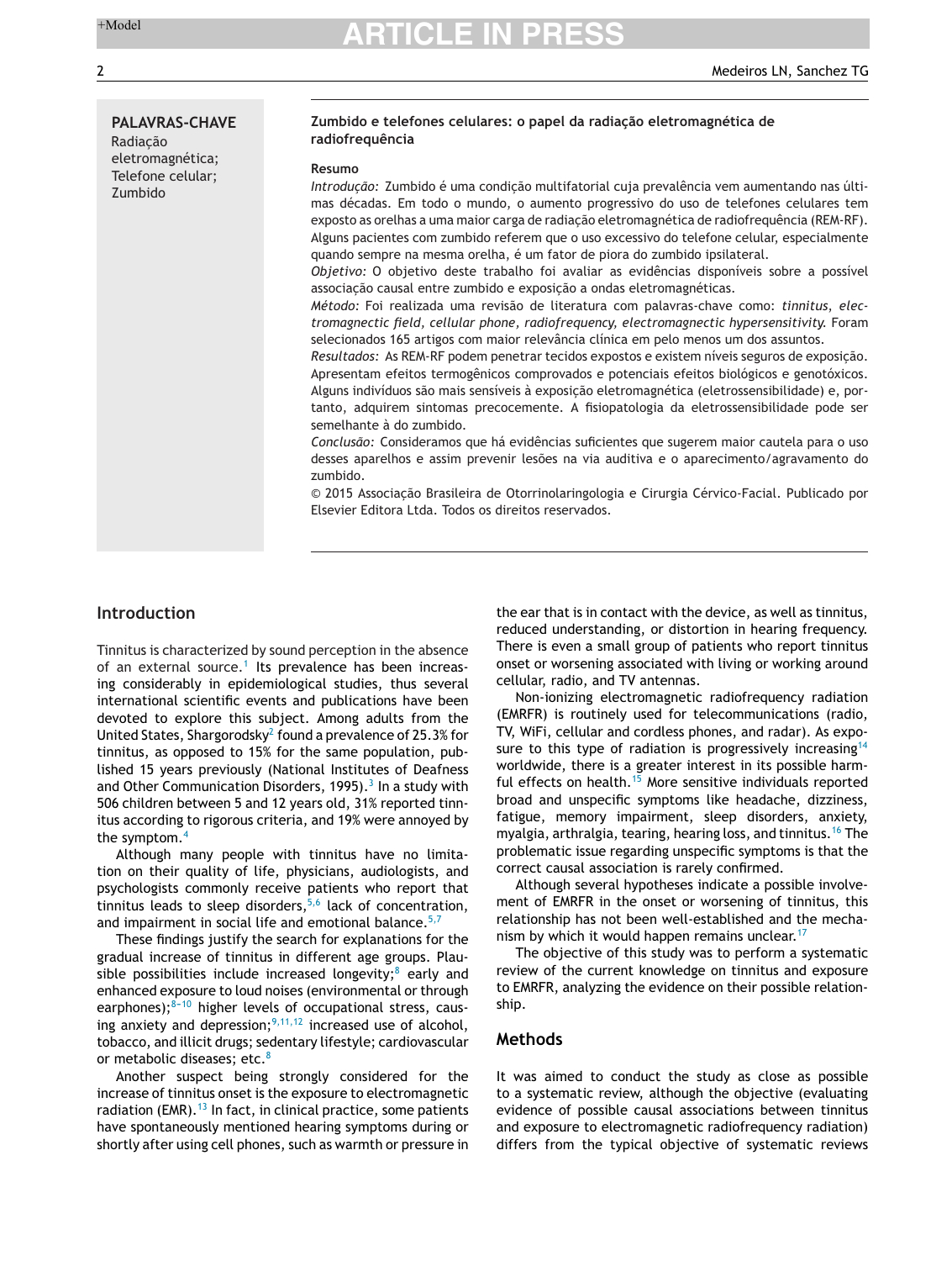**PALAVRAS-CHAVE**
Radiação eletromagnética;
Telefone celular;
Zumbido

**Zumbido e telefones celulares: o papel da radiação eletromagnética de radiofrequência**

**Resumo**

*Introdução:* Zumbido é uma condição multifatorial cuja prevalência vem aumentando nas últimas décadas. Em todo o mundo, o aumento progressivo do uso de telefones celulares tem exposto as orelhas a uma maior carga de radiação eletromagnética de radiofrequência (REM-RF). Alguns pacientes com zumbido referem que o uso excessivo do telefone celular, especialmente quando sempre na mesma orelha, é um fator de piora do zumbido ipsilateral.

*Objetivo:* O objetivo deste trabalho foi avaliar as evidências disponíveis sobre a possível associação causal entre zumbido e exposição a ondas eletromagnéticas.

*Método:* Foi realizada uma revisão de literatura com palavras-chave como: *tinnitus, electromagnectic field, cellular phone, radiofrequency, electromagnectic hypersensitivity.* Foram selecionados 165 artigos com maior relevância clínica em pelo menos um dos assuntos.

*Resultados:* As REM-RF podem penetrar tecidos expostos e existem níveis seguros de exposição. Apresentam efeitos termogênicos comprovados e potenciais efeitos biológicos e genotóxicos. Alguns indivíduos são mais sensíveis à exposição eletromagnética (eletrossensibilidade) e, portanto, adquirem sintomas precocemente. A fisiopatologia da eletrossensibilidade pode ser semelhante à do zumbido.

*Conclusão:* Consideramos que há evidências suficientes que sugerem maior cautela para o uso desses aparelhos e assim prevenir lesões na via auditiva e o aparecimento/agravamento do zumbido.

© 2015 Associação Brasileira de Otorrinolaringologia e Cirurgia Cérvico-Facial. Publicado por Elsevier Editora Ltda. Todos os direitos reservados.

## Introduction

Tinnitus is characterized by sound perception in the absence of an external source.[1] Its prevalence has been increasing considerably in epidemiological studies, thus several international scientific events and publications have been devoted to explore this subject. Among adults from the United States, Shargorodsky[2] found a prevalence of 25.3% for tinnitus, as opposed to 15% for the same population, published 15 years previously (National Institutes of Deafness and Other Communication Disorders, 1995).[3] In a study with 506 children between 5 and 12 years old, 31% reported tinnitus according to rigorous criteria, and 19% were annoyed by the symptom.[4]

Although many people with tinnitus have no limitation on their quality of life, physicians, audiologists, and psychologists commonly receive patients who report that tinnitus leads to sleep disorders,[5,6] lack of concentration, and impairment in social life and emotional balance.[5,7]

These findings justify the search for explanations for the gradual increase of tinnitus in different age groups. Plausible possibilities include increased longevity;[8] early and enhanced exposure to loud noises (environmental or through earphones);[8–10] higher levels of occupational stress, causing anxiety and depression;[9,11,12] increased use of alcohol, tobacco, and illicit drugs; sedentary lifestyle; cardiovascular or metabolic diseases; etc.[8]

Another suspect being strongly considered for the increase of tinnitus onset is the exposure to electromagnetic radiation (EMR).[13] In fact, in clinical practice, some patients have spontaneously mentioned hearing symptoms during or shortly after using cell phones, such as warmth or pressure in the ear that is in contact with the device, as well as tinnitus, reduced understanding, or distortion in hearing frequency. There is even a small group of patients who report tinnitus onset or worsening associated with living or working around cellular, radio, and TV antennas.

Non-ionizing electromagnetic radiofrequency radiation (EMRFR) is routinely used for telecommunications (radio, TV, WiFi, cellular and cordless phones, and radar). As exposure to this type of radiation is progressively increasing[14] worldwide, there is a greater interest in its possible harmful effects on health.[15] More sensitive individuals reported broad and unspecific symptoms like headache, dizziness, fatigue, memory impairment, sleep disorders, anxiety, myalgia, arthralgia, tearing, hearing loss, and tinnitus.[16] The problematic issue regarding unspecific symptoms is that the correct causal association is rarely confirmed.

Although several hypotheses indicate a possible involvement of EMRFR in the onset or worsening of tinnitus, this relationship has not been well-established and the mechanism by which it would happen remains unclear.[17]

The objective of this study was to perform a systematic review of the current knowledge on tinnitus and exposure to EMRFR, analyzing the evidence on their possible relationship.

## Methods

It was aimed to conduct the study as close as possible to a systematic review, although the objective (evaluating evidence of possible causal associations between tinnitus and exposure to electromagnetic radiofrequency radiation) differs from the typical objective of systematic reviews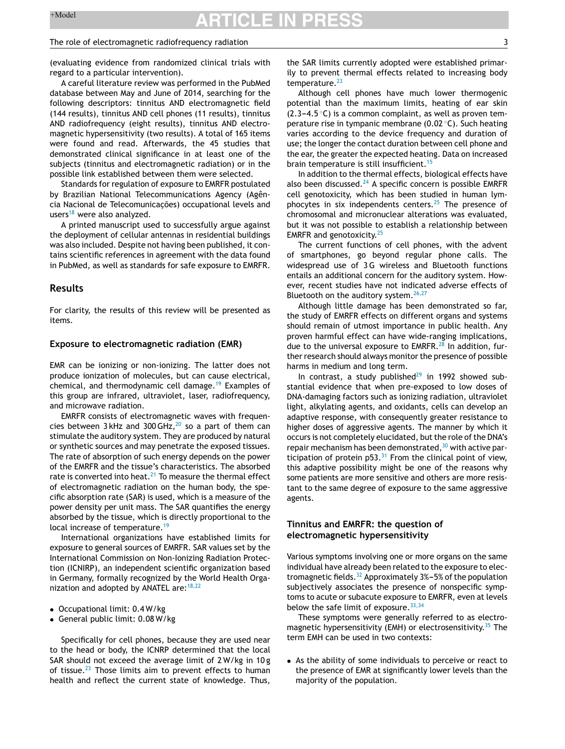(evaluating evidence from randomized clinical trials with regard to a particular intervention).

A careful literature review was performed in the PubMed database between May and June of 2014, searching for the following descriptors: tinnitus AND electromagnetic field (144 results), tinnitus AND cell phones (11 results), tinnitus AND radiofrequency (eight results), tinnitus AND electromagnetic hypersensitivity (two results). A total of 165 items were found and read. Afterwards, the 45 studies that demonstrated clinical significance in at least one of the subjects (tinnitus and electromagnetic radiation) or in the possible link established between them were selected.

Standards for regulation of exposure to EMRFR postulated by Brazilian National Telecommunications Agency (Agência Nacional de Telecomunicações) occupational levels and users[18] were also analyzed.

A printed manuscript used to successfully argue against the deployment of cellular antennas in residential buildings was also included. Despite not having been published, it contains scientific references in agreement with the data found in PubMed, as well as standards for safe exposure to EMRFR.

## Results

For clarity, the results of this review will be presented as items.

### Exposure to electromagnetic radiation (EMR)

EMR can be ionizing or non-ionizing. The latter does not produce ionization of molecules, but can cause electrical, chemical, and thermodynamic cell damage.[19] Examples of this group are infrared, ultraviolet, laser, radiofrequency, and microwave radiation.

EMRFR consists of electromagnetic waves with frequencies between 3 kHz and 300 GHz,[20] so a part of them can stimulate the auditory system. They are produced by natural or synthetic sources and may penetrate the exposed tissues. The rate of absorption of such energy depends on the power of the EMRFR and the tissue's characteristics. The absorbed rate is converted into heat.[21] To measure the thermal effect of electromagnetic radiation on the human body, the specific absorption rate (SAR) is used, which is a measure of the power density per unit mass. The SAR quantifies the energy absorbed by the tissue, which is directly proportional to the local increase of temperature.[19]

International organizations have established limits for exposure to general sources of EMRFR. SAR values set by the International Commission on Non-Ionizing Radiation Protection (ICNIRP), an independent scientific organization based in Germany, formally recognized by the World Health Organization and adopted by ANATEL are:[18,22]

- Occupational limit: 0.4 W/kg
- General public limit: 0.08 W/kg

Specifically for cell phones, because they are used near to the head or body, the ICNRP determined that the local SAR should not exceed the average limit of 2 W/kg in 10 g of tissue.[23] Those limits aim to prevent effects to human health and reflect the current state of knowledge. Thus, the SAR limits currently adopted were established primarily to prevent thermal effects related to increasing body temperature.[23]

Although cell phones have much lower thermogenic potential than the maximum limits, heating of ear skin (2.3–4.5 °C) is a common complaint, as well as proven temperature rise in tympanic membrane (0.02 °C). Such heating varies according to the device frequency and duration of use; the longer the contact duration between cell phone and the ear, the greater the expected heating. Data on increased brain temperature is still insufficient.[15]

In addition to the thermal effects, biological effects have also been discussed.[24] A specific concern is possible EMRFR cell genotoxicity, which has been studied in human lymphocytes in six independents centers.[25] The presence of chromosomal and micronuclear alterations was evaluated, but it was not possible to establish a relationship between EMRFR and genotoxicity.[25]

The current functions of cell phones, with the advent of smartphones, go beyond regular phone calls. The widespread use of 3G wireless and Bluetooth functions entails an additional concern for the auditory system. However, recent studies have not indicated adverse effects of Bluetooth on the auditory system.[26,27]

Although little damage has been demonstrated so far, the study of EMRFR effects on different organs and systems should remain of utmost importance in public health. Any proven harmful effect can have wide-ranging implications, due to the universal exposure to EMRFR.[28] In addition, further research should always monitor the presence of possible harms in medium and long term.

In contrast, a study published[29] in 1992 showed substantial evidence that when pre-exposed to low doses of DNA-damaging factors such as ionizing radiation, ultraviolet light, alkylating agents, and oxidants, cells can develop an adaptive response, with consequently greater resistance to higher doses of aggressive agents. The manner by which it occurs is not completely elucidated, but the role of the DNA's repair mechanism has been demonstrated,[30] with active participation of protein p53.[31] From the clinical point of view, this adaptive possibility might be one of the reasons why some patients are more sensitive and others are more resistant to the same degree of exposure to the same aggressive agents.

### Tinnitus and EMRFR: the question of electromagnetic hypersensitivity

Various symptoms involving one or more organs on the same individual have already been related to the exposure to electromagnetic fields.[32] Approximately 3%–5% of the population subjectively associates the presence of nonspecific symptoms to acute or subacute exposure to EMRFR, even at levels below the safe limit of exposure.[33,34]

These symptoms were generally referred to as electromagnetic hypersensitivity (EMH) or electrosensitivity.[35] The term EMH can be used in two contexts:

- As the ability of some individuals to perceive or react to the presence of EMR at significantly lower levels than the majority of the population.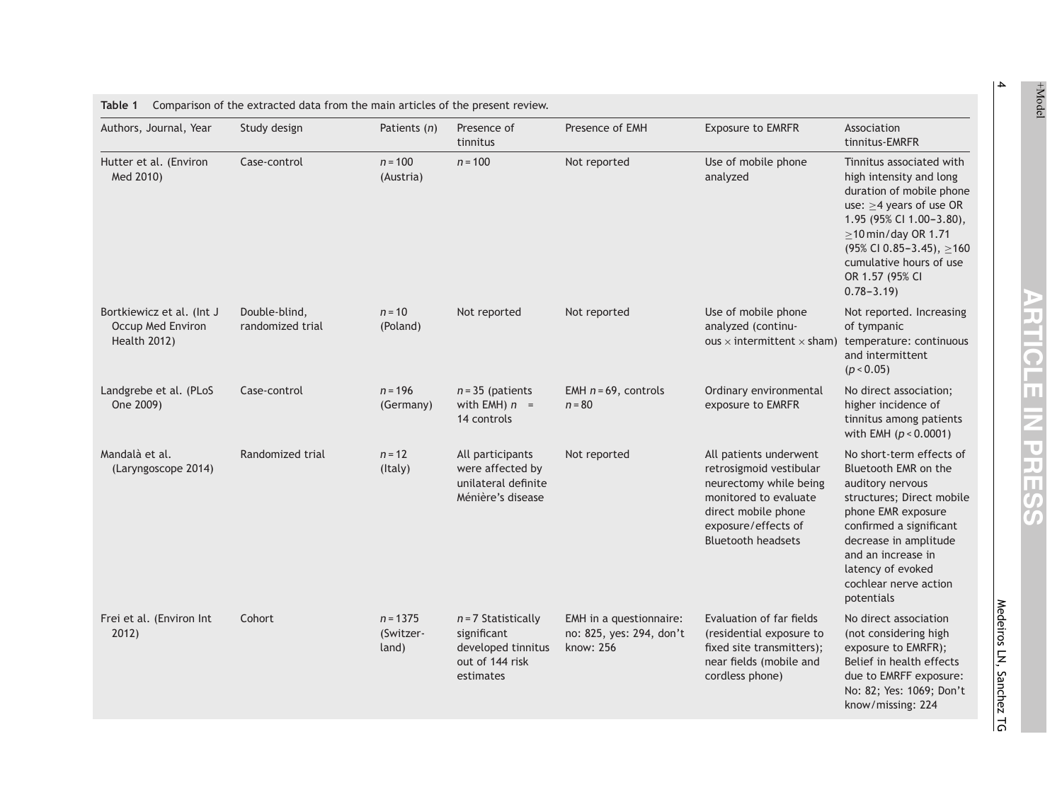**Table 1** Comparison of the extracted data from the main articles of the present review.

| Authors, Journal, Year | Study design | Patients ($n$) | Presence of tinnitus | Presence of EMH | Exposure to EMRFR | Association tinnitus-EMRFR |
|---|---|---|---|---|---|---|
| Hutter et al. (Environ Med 2010) | Case-control | $n = 100$ (Austria) | $n = 100$ | Not reported | Use of mobile phone analyzed | Tinnitus associated with high intensity and long duration of mobile phone use: ≥4 years of use OR 1.95 (95% CI 1.00–3.80), ≥10 min/day OR 1.71 (95% CI 0.85–3.45), ≥160 cumulative hours of use OR 1.57 (95% CI 0.78–3.19) |
| Bortkiewicz et al. (Int J Occup Med Environ Health 2012) | Double-blind, randomized trial | $n = 10$ (Poland) | Not reported | Not reported | Use of mobile phone analyzed (continuous × intermittent × sham) | Not reported. Increasing of tympanic temperature: continuous and intermittent ($p < 0.05$) |
| Landgrebe et al. (PLoS One 2009) | Case-control | $n = 196$ (Germany) | $n = 35$ (patients with EMH) $n$ = 14 controls | EMH $n = 69$, controls $n = 80$ | Ordinary environmental exposure to EMRFR | No direct association; higher incidence of tinnitus among patients with EMH ($p < 0.0001$) |
| Mandalà et al. (Laryngoscope 2014) | Randomized trial | $n = 12$ (Italy) | All participants were affected by unilateral definite Ménière's disease | Not reported | All patients underwent retrosigmoid vestibular neurectomy while being monitored to evaluate direct mobile phone exposure/effects of Bluetooth headsets | No short-term effects of Bluetooth EMR on the auditory nervous structures; Direct mobile phone EMR exposure confirmed a significant decrease in amplitude and an increase in latency of evoked cochlear nerve action potentials |
| Frei et al. (Environ Int 2012) | Cohort | $n = 1375$ (Switzerland) | $n = 7$ Statistically significant developed tinnitus out of 144 risk estimates | EMH in a questionnaire: no: 825, yes: 294, don't know: 256 | Evaluation of far fields (residential exposure to fixed site transmitters); near fields (mobile and cordless phone) | No direct association (not considering high exposure to EMRFR); Belief in health effects due to EMRFF exposure: No: 82; Yes: 1069; Don't know/missing: 224 |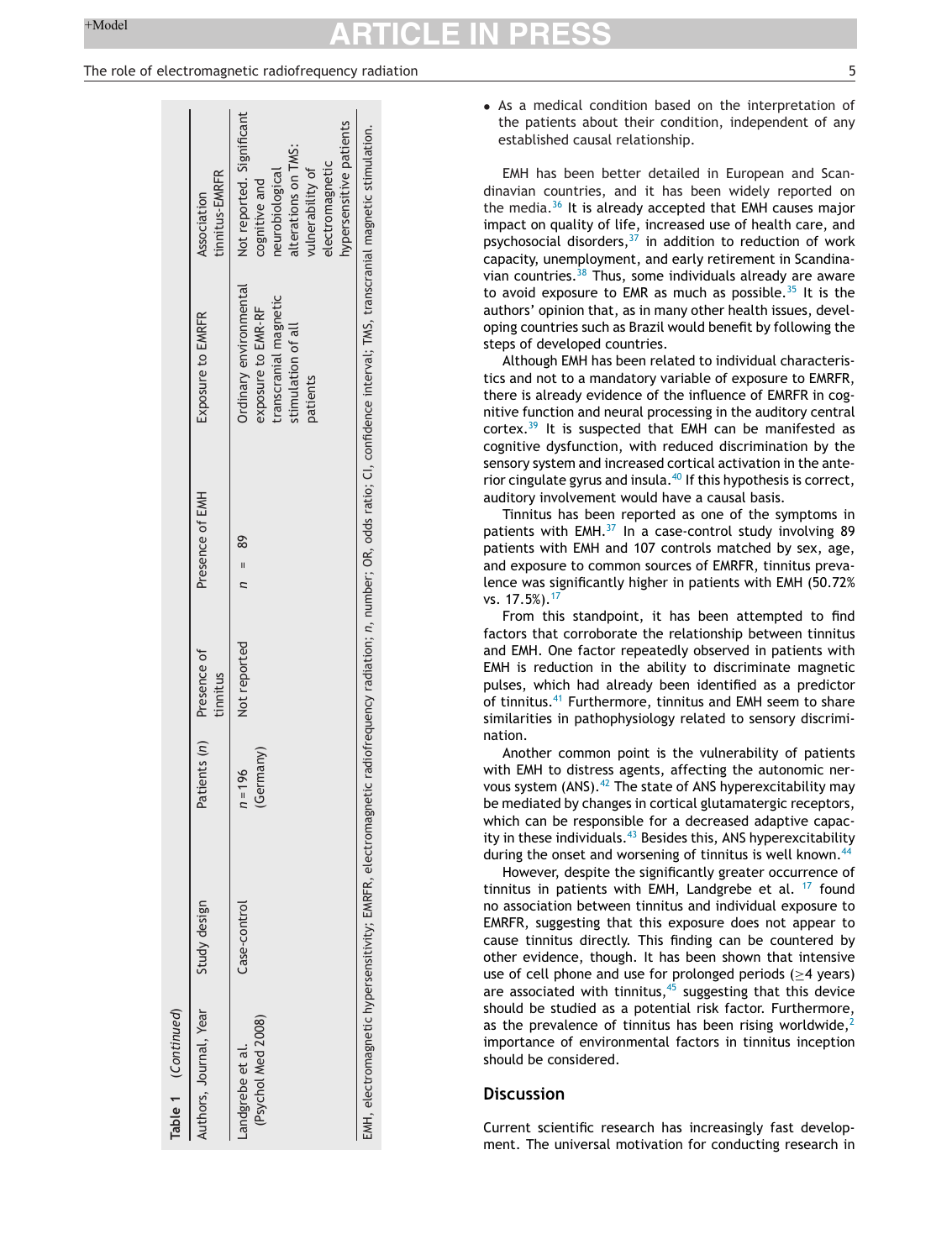**Table 1** (*Continued*)

| Authors, Journal, Year | Study design | Patients (*n*) | Presence of tinnitus | Presence of EMH | Exposure to EMRFR | Association tinnitus-EMRFR |
|---|---|---|---|---|---|---|
| Landgrebe et al. (Psychol Med 2008) | Case-control | n = 196 (Germany) | Not reported | *n* = 89 | Ordinary environmental exposure to EMR-RF transcranial magnetic stimulation of all patients | Not reported. Significant cognitive and neurobiological alterations on TMS: vulnerability of electromagnetic hypersensitive patients |

EMH, electromagnetic hypersensitivity; EMRFR, electromagnetic radiofrequency radiation; *n*, number; OR, odds ratio; CI, confidence interval; TMS, transcranial magnetic stimulation.

- As a medical condition based on the interpretation of the patients about their condition, independent of any established causal relationship.

EMH has been better detailed in European and Scandinavian countries, and it has been widely reported on the media.[36] It is already accepted that EMH causes major impact on quality of life, increased use of health care, and psychosocial disorders,[37] in addition to reduction of work capacity, unemployment, and early retirement in Scandinavian countries.[38] Thus, some individuals already are aware to avoid exposure to EMR as much as possible.[35] It is the authors' opinion that, as in many other health issues, developing countries such as Brazil would benefit by following the steps of developed countries.

Although EMH has been related to individual characteristics and not to a mandatory variable of exposure to EMRFR, there is already evidence of the influence of EMRFR in cognitive function and neural processing in the auditory central cortex.[39] It is suspected that EMH can be manifested as cognitive dysfunction, with reduced discrimination by the sensory system and increased cortical activation in the anterior cingulate gyrus and insula.[40] If this hypothesis is correct, auditory involvement would have a causal basis.

Tinnitus has been reported as one of the symptoms in patients with EMH.[37] In a case-control study involving 89 patients with EMH and 107 controls matched by sex, age, and exposure to common sources of EMRFR, tinnitus prevalence was significantly higher in patients with EMH (50.72% vs. 17.5%).[17]

From this standpoint, it has been attempted to find factors that corroborate the relationship between tinnitus and EMH. One factor repeatedly observed in patients with EMH is reduction in the ability to discriminate magnetic pulses, which had already been identified as a predictor of tinnitus.[41] Furthermore, tinnitus and EMH seem to share similarities in pathophysiology related to sensory discrimination.

Another common point is the vulnerability of patients with EMH to distress agents, affecting the autonomic nervous system (ANS).[42] The state of ANS hyperexcitability may be mediated by changes in cortical glutamatergic receptors, which can be responsible for a decreased adaptive capacity in these individuals.[43] Besides this, ANS hyperexcitability during the onset and worsening of tinnitus is well known.[44]

However, despite the significantly greater occurrence of tinnitus in patients with EMH, Landgrebe et al. [17] found no association between tinnitus and individual exposure to EMRFR, suggesting that this exposure does not appear to cause tinnitus directly. This finding can be countered by other evidence, though. It has been shown that intensive use of cell phone and use for prolonged periods ($\geq$4 years) are associated with tinnitus,[45] suggesting that this device should be studied as a potential risk factor. Furthermore, as the prevalence of tinnitus has been rising worldwide,[2] importance of environmental factors in tinnitus inception should be considered.

## Discussion

Current scientific research has increasingly fast development. The universal motivation for conducting research in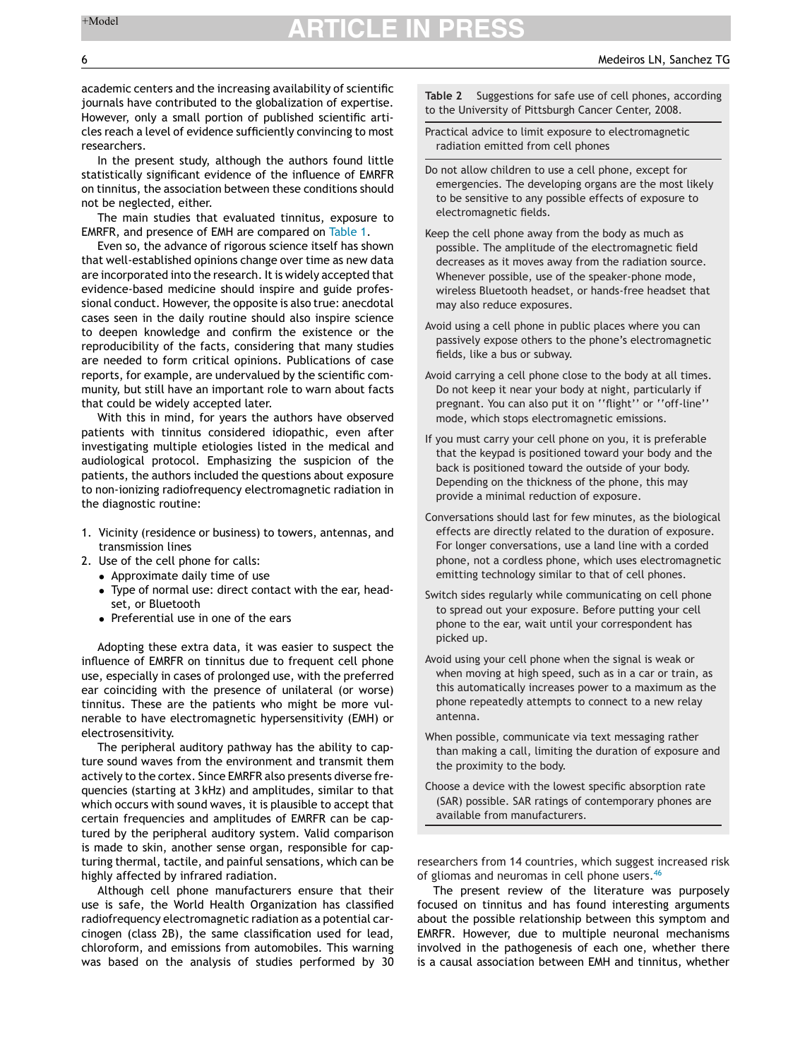academic centers and the increasing availability of scientific journals have contributed to the globalization of expertise. However, only a small portion of published scientific articles reach a level of evidence sufficiently convincing to most researchers.

In the present study, although the authors found little statistically significant evidence of the influence of EMRFR on tinnitus, the association between these conditions should not be neglected, either.

The main studies that evaluated tinnitus, exposure to EMRFR, and presence of EMH are compared on Table 1.

Even so, the advance of rigorous science itself has shown that well-established opinions change over time as new data are incorporated into the research. It is widely accepted that evidence-based medicine should inspire and guide professional conduct. However, the opposite is also true: anecdotal cases seen in the daily routine should also inspire science to deepen knowledge and confirm the existence or the reproducibility of the facts, considering that many studies are needed to form critical opinions. Publications of case reports, for example, are undervalued by the scientific community, but still have an important role to warn about facts that could be widely accepted later.

With this in mind, for years the authors have observed patients with tinnitus considered idiopathic, even after investigating multiple etiologies listed in the medical and audiological protocol. Emphasizing the suspicion of the patients, the authors included the questions about exposure to non-ionizing radiofrequency electromagnetic radiation in the diagnostic routine:

1. Vicinity (residence or business) to towers, antennas, and transmission lines
2. Use of the cell phone for calls:
   - Approximate daily time of use
   - Type of normal use: direct contact with the ear, headset, or Bluetooth
   - Preferential use in one of the ears

Adopting these extra data, it was easier to suspect the influence of EMRFR on tinnitus due to frequent cell phone use, especially in cases of prolonged use, with the preferred ear coinciding with the presence of unilateral (or worse) tinnitus. These are the patients who might be more vulnerable to have electromagnetic hypersensitivity (EMH) or electrosensitivity.

The peripheral auditory pathway has the ability to capture sound waves from the environment and transmit them actively to the cortex. Since EMRFR also presents diverse frequencies (starting at 3 kHz) and amplitudes, similar to that which occurs with sound waves, it is plausible to accept that certain frequencies and amplitudes of EMRFR can be captured by the peripheral auditory system. Valid comparison is made to skin, another sense organ, responsible for capturing thermal, tactile, and painful sensations, which can be highly affected by infrared radiation.

Although cell phone manufacturers ensure that their use is safe, the World Health Organization has classified radiofrequency electromagnetic radiation as a potential carcinogen (class 2B), the same classification used for lead, chloroform, and emissions from automobiles. This warning was based on the analysis of studies performed by 30 researchers from 14 countries, which suggest increased risk of gliomas and neuromas in cell phone users.[46]

**Table 2** Suggestions for safe use of cell phones, according to the University of Pittsburgh Cancer Center, 2008.

| Practical advice to limit exposure to electromagnetic radiation emitted from cell phones |
|---|
| Do not allow children to use a cell phone, except for emergencies. The developing organs are the most likely to be sensitive to any possible effects of exposure to electromagnetic fields. |
| Keep the cell phone away from the body as much as possible. The amplitude of the electromagnetic field decreases as it moves away from the radiation source. Whenever possible, use of the speaker-phone mode, wireless Bluetooth headset, or hands-free headset that may also reduce exposures. |
| Avoid using a cell phone in public places where you can passively expose others to the phone's electromagnetic fields, like a bus or subway. |
| Avoid carrying a cell phone close to the body at all times. Do not keep it near your body at night, particularly if pregnant. You can also put it on ''flight'' or ''off-line'' mode, which stops electromagnetic emissions. |
| If you must carry your cell phone on you, it is preferable that the keypad is positioned toward your body and the back is positioned toward the outside of your body. Depending on the thickness of the phone, this may provide a minimal reduction of exposure. |
| Conversations should last for few minutes, as the biological effects are directly related to the duration of exposure. For longer conversations, use a land line with a corded phone, not a cordless phone, which uses electromagnetic emitting technology similar to that of cell phones. |
| Switch sides regularly while communicating on cell phone to spread out your exposure. Before putting your cell phone to the ear, wait until your correspondent has picked up. |
| Avoid using your cell phone when the signal is weak or when moving at high speed, such as in a car or train, as this automatically increases power to a maximum as the phone repeatedly attempts to connect to a new relay antenna. |
| When possible, communicate via text messaging rather than making a call, limiting the duration of exposure and the proximity to the body. |
| Choose a device with the lowest specific absorption rate (SAR) possible. SAR ratings of contemporary phones are available from manufacturers. |

The present review of the literature was purposely focused on tinnitus and has found interesting arguments about the possible relationship between this symptom and EMRFR. However, due to multiple neuronal mechanisms involved in the pathogenesis of each one, whether there is a causal association between EMH and tinnitus, whether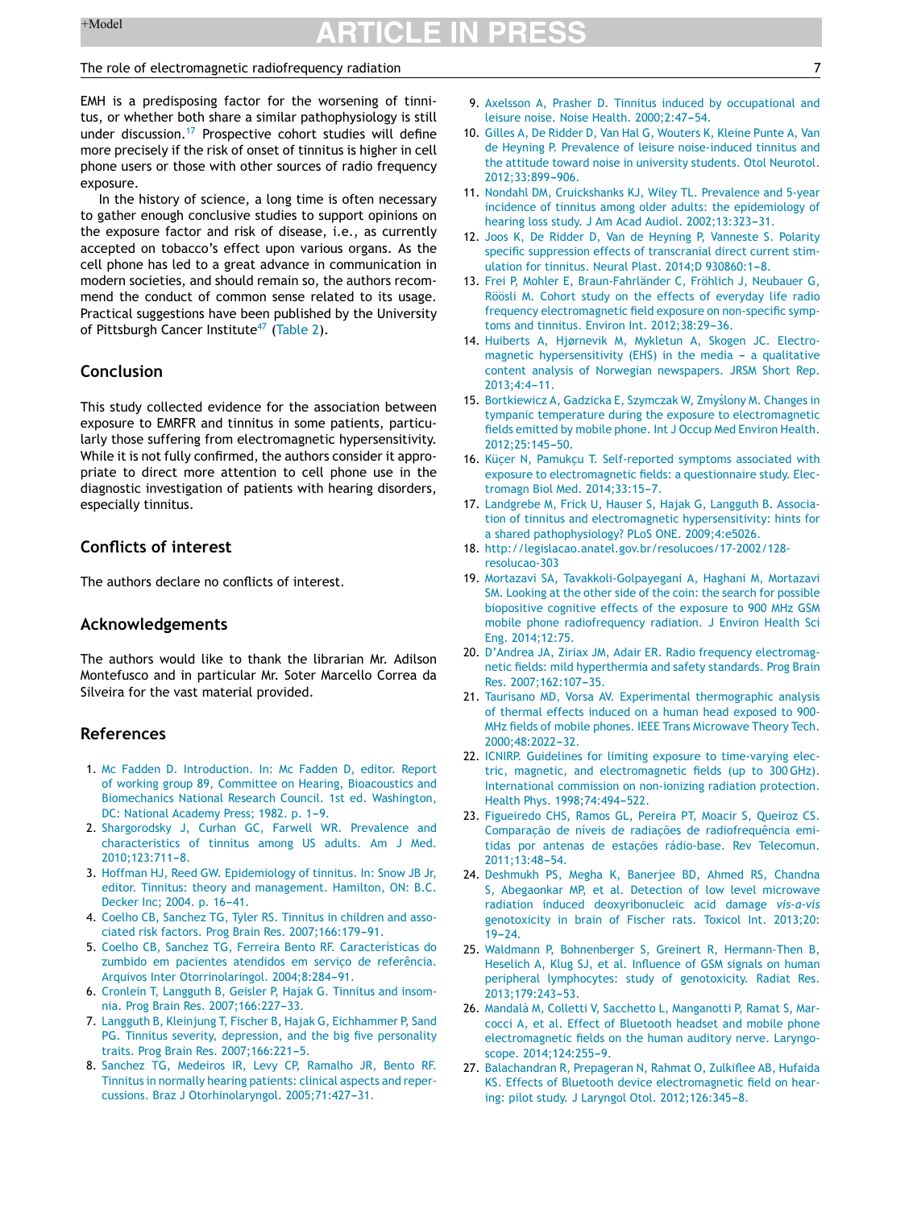EMH is a predisposing factor for the worsening of tinnitus, or whether both share a similar pathophysiology is still under discussion.[17] Prospective cohort studies will define more precisely if the risk of onset of tinnitus is higher in cell phone users or those with other sources of radio frequency exposure.

In the history of science, a long time is often necessary to gather enough conclusive studies to support opinions on the exposure factor and risk of disease, i.e., as currently accepted on tobacco's effect upon various organs. As the cell phone has led to a great advance in communication in modern societies, and should remain so, the authors recommend the conduct of common sense related to its usage. Practical suggestions have been published by the University of Pittsburgh Cancer Institute[47] (Table 2).

## Conclusion

This study collected evidence for the association between exposure to EMRFR and tinnitus in some patients, particularly those suffering from electromagnetic hypersensitivity. While it is not fully confirmed, the authors consider it appropriate to direct more attention to cell phone use in the diagnostic investigation of patients with hearing disorders, especially tinnitus.

## Conflicts of interest

The authors declare no conflicts of interest.

## Acknowledgements

The authors would like to thank the librarian Mr. Adilson Montefusco and in particular Mr. Soter Marcello Correa da Silveira for the vast material provided.

## References

1. Mc Fadden D. Introduction. In: Mc Fadden D, editor. Report of working group 89, Committee on Hearing, Bioacoustics and Biomechanics National Research Council. 1st ed. Washington, DC: National Academy Press; 1982. p. 1–9.
2. Shargorodsky J, Curhan GC, Farwell WR. Prevalence and characteristics of tinnitus among US adults. Am J Med. 2010;123:711–8.
3. Hoffman HJ, Reed GW. Epidemiology of tinnitus. In: Snow JB Jr, editor. Tinnitus: theory and management. Hamilton, ON: B.C. Decker Inc; 2004. p. 16–41.
4. Coelho CB, Sanchez TG, Tyler RS. Tinnitus in children and associated risk factors. Prog Brain Res. 2007;166:179–91.
5. Coelho CB, Sanchez TG, Ferreira Bento RF. Características do zumbido em pacientes atendidos em serviço de referência. Arquivos Inter Otorrinolaringol. 2004;8:284–91.
6. Cronlein T, Langguth B, Geisler P, Hajak G. Tinnitus and insomnia. Prog Brain Res. 2007;166:227–33.
7. Langguth B, Kleinjung T, Fischer B, Hajak G, Eichhammer P, Sand PG. Tinnitus severity, depression, and the big five personality traits. Prog Brain Res. 2007;166:221–5.
8. Sanchez TG, Medeiros IR, Levy CP, Ramalho JR, Bento RF. Tinnitus in normally hearing patients: clinical aspects and repercussions. Braz J Otorhinolaryngol. 2005;71:427–31.
9. Axelsson A, Prasher D. Tinnitus induced by occupational and leisure noise. Noise Health. 2000;2:47–54.
10. Gilles A, De Ridder D, Van Hal G, Wouters K, Kleine Punte A, Van de Heyning P. Prevalence of leisure noise-induced tinnitus and the attitude toward noise in university students. Otol Neurotol. 2012;33:899–906.
11. Nondahl DM, Cruickshanks KJ, Wiley TL. Prevalence and 5-year incidence of tinnitus among older adults: the epidemiology of hearing loss study. J Am Acad Audiol. 2002;13:323–31.
12. Joos K, De Ridder D, Van de Heyning P, Vanneste S. Polarity specific suppression effects of transcranial direct current stimulation for tinnitus. Neural Plast. 2014;D 930860:1–8.
13. Frei P, Mohler E, Braun-Fahrländer C, Fröhlich J, Neubauer G, Röösli M. Cohort study on the effects of everyday life radio frequency electromagnetic field exposure on non-specific symptoms and tinnitus. Environ Int. 2012;38:29–36.
14. Huiberts A, Hjørnevik M, Mykletun A, Skogen JC. Electromagnetic hypersensitivity (EHS) in the media – a qualitative content analysis of Norwegian newspapers. JRSM Short Rep. 2013;4:4–11.
15. Bortkiewicz A, Gadzicka E, Szymczak W, Zmyślony M. Changes in tympanic temperature during the exposure to electromagnetic fields emitted by mobile phone. Int J Occup Med Environ Health. 2012;25:145–50.
16. Küçer N, Pamukçu T. Self-reported symptoms associated with exposure to electromagnetic fields: a questionnaire study. Electromagn Biol Med. 2014;33:15–7.
17. Landgrebe M, Frick U, Hauser S, Hajak G, Langguth B. Association of tinnitus and electromagnetic hypersensitivity: hints for a shared pathophysiology? PLoS ONE. 2009;4:e5026.
18. http://legislacao.anatel.gov.br/resolucoes/17-2002/128-resolucao-303
19. Mortazavi SA, Tavakkoli-Golpayegani A, Haghani M, Mortazavi SM. Looking at the other side of the coin: the search for possible biopositive cognitive effects of the exposure to 900 MHz GSM mobile phone radiofrequency radiation. J Environ Health Sci Eng. 2014;12:75.
20. D'Andrea JA, Ziriax JM, Adair ER. Radio frequency electromagnetic fields: mild hyperthermia and safety standards. Prog Brain Res. 2007;162:107–35.
21. Taurisano MD, Vorsa AV. Experimental thermographic analysis of thermal effects induced on a human head exposed to 900-MHz fields of mobile phones. IEEE Trans Microwave Theory Tech. 2000;48:2022–32.
22. ICNIRP. Guidelines for limiting exposure to time-varying electric, magnetic, and electromagnetic fields (up to 300 GHz). International commission on non-ionizing radiation protection. Health Phys. 1998;74:494–522.
23. Figueiredo CHS, Ramos GL, Pereira PT, Moacir S, Queiroz CS. Comparação de níveis de radiações de radiofrequência emitidas por antenas de estações rádio-base. Rev Telecomun. 2011;13:48–54.
24. Deshmukh PS, Megha K, Banerjee BD, Ahmed RS, Chandna S, Abegaonkar MP, et al. Detection of low level microwave radiation induced deoxyribonucleic acid damage *vis-a-vis* genotoxicity in brain of Fischer rats. Toxicol Int. 2013;20:19–24.
25. Waldmann P, Bohnenberger S, Greinert R, Hermann-Then B, Heselich A, Klug SJ, et al. Influence of GSM signals on human peripheral lymphocytes: study of genotoxicity. Radiat Res. 2013;179:243–53.
26. Mandalà M, Colletti V, Sacchetto L, Manganotti P, Ramat S, Marcocci A, et al. Effect of Bluetooth headset and mobile phone electromagnetic fields on the human auditory nerve. Laryngoscope. 2014;124:255–9.
27. Balachandran R, Prepageran N, Rahmat O, Zulkiflee AB, Hufaida KS. Effects of Bluetooth device electromagnetic field on hearing: pilot study. J Laryngol Otol. 2012;126:345–8.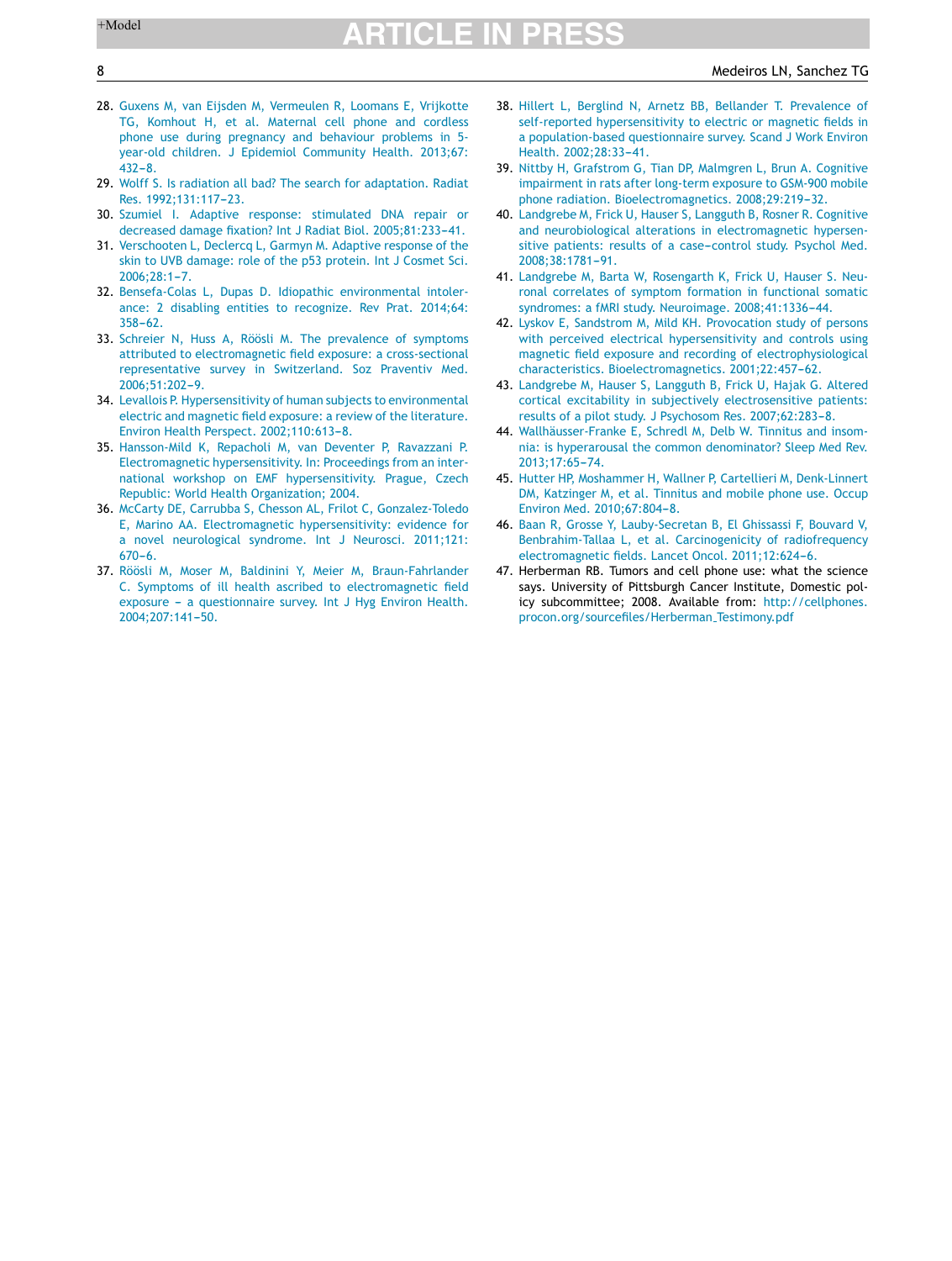28. Guxens M, van Eijsden M, Vermeulen R, Loomans E, Vrijkotte TG, Komhout H, et al. Maternal cell phone and cordless phone use during pregnancy and behaviour problems in 5-year-old children. J Epidemiol Community Health. 2013;67:432–8.
29. Wolff S. Is radiation all bad? The search for adaptation. Radiat Res. 1992;131:117–23.
30. Szumiel I. Adaptive response: stimulated DNA repair or decreased damage fixation? Int J Radiat Biol. 2005;81:233–41.
31. Verschooten L, Declercq L, Garmyn M. Adaptive response of the skin to UVB damage: role of the p53 protein. Int J Cosmet Sci. 2006;28:1–7.
32. Bensefa-Colas L, Dupas D. Idiopathic environmental intolerance: 2 disabling entities to recognize. Rev Prat. 2014;64:358–62.
33. Schreier N, Huss A, Röösli M. The prevalence of symptoms attributed to electromagnetic field exposure: a cross-sectional representative survey in Switzerland. Soz Praventiv Med. 2006;51:202–9.
34. Levallois P. Hypersensitivity of human subjects to environmental electric and magnetic field exposure: a review of the literature. Environ Health Perspect. 2002;110:613–8.
35. Hansson-Mild K, Repacholi M, van Deventer P, Ravazzani P. Electromagnetic hypersensitivity. In: Proceedings from an international workshop on EMF hypersensitivity. Prague, Czech Republic: World Health Organization; 2004.
36. McCarty DE, Carrubba S, Chesson AL, Frilot C, Gonzalez-Toledo E, Marino AA. Electromagnetic hypersensitivity: evidence for a novel neurological syndrome. Int J Neurosci. 2011;121:670–6.
37. Röösli M, Moser M, Baldinini Y, Meier M, Braun-Fahrlander C. Symptoms of ill health ascribed to electromagnetic field exposure – a questionnaire survey. Int J Hyg Environ Health. 2004;207:141–50.
38. Hillert L, Berglind N, Arnetz BB, Bellander T. Prevalence of self-reported hypersensitivity to electric or magnetic fields in a population-based questionnaire survey. Scand J Work Environ Health. 2002;28:33–41.
39. Nittby H, Grafstrom G, Tian DP, Malmgren L, Brun A. Cognitive impairment in rats after long-term exposure to GSM-900 mobile phone radiation. Bioelectromagnetics. 2008;29:219–32.
40. Landgrebe M, Frick U, Hauser S, Langguth B, Rosner R. Cognitive and neurobiological alterations in electromagnetic hypersensitive patients: results of a case–control study. Psychol Med. 2008;38:1781–91.
41. Landgrebe M, Barta W, Rosengarth K, Frick U, Hauser S. Neuronal correlates of symptom formation in functional somatic syndromes: a fMRI study. Neuroimage. 2008;41:1336–44.
42. Lyskov E, Sandstrom M, Mild KH. Provocation study of persons with perceived electrical hypersensitivity and controls using magnetic field exposure and recording of electrophysiological characteristics. Bioelectromagnetics. 2001;22:457–62.
43. Landgrebe M, Hauser S, Langguth B, Frick U, Hajak G. Altered cortical excitability in subjectively electrosensitive patients: results of a pilot study. J Psychosom Res. 2007;62:283–8.
44. Wallhäusser-Franke E, Schredl M, Delb W. Tinnitus and insomnia: is hyperarousal the common denominator? Sleep Med Rev. 2013;17:65–74.
45. Hutter HP, Moshammer H, Wallner P, Cartellieri M, Denk-Linnert DM, Katzinger M, et al. Tinnitus and mobile phone use. Occup Environ Med. 2010;67:804–8.
46. Baan R, Grosse Y, Lauby-Secretan B, El Ghissassi F, Bouvard V, Benbrahim-Tallaa L, et al. Carcinogenicity of radiofrequency electromagnetic fields. Lancet Oncol. 2011;12:624–6.
47. Herberman RB. Tumors and cell phone use: what the science says. University of Pittsburgh Cancer Institute, Domestic policy subcommittee; 2008. Available from: http://cellphones.procon.org/sourcefiles/Herberman_Testimony.pdf